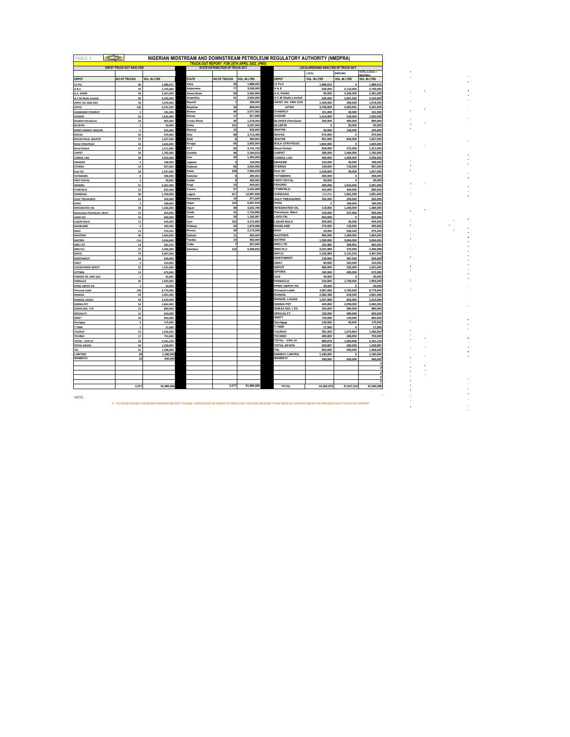# TABLE 1

## NIGERIAN MIDSTREAM AND DOWNSTREAM PETROLEUM REGULATORY AUTHORITY (NMDPRA)

### TRUCK-OUT REPORT FOR 25TH APRIL 2022. (PMS)

| DEPOT TRUCK-OUT ANALYSIS | | | STATE DISTRIBUTION OF TRUCK-OUT | | | LOCAL/BRIDGING ANALYSIS OF TRUCK-OUT | | | |
|---|---|---|---|---|---|---|---|---|---|
| | | | | | | | LOCAL | BRIDGING | TOTAL (LOCAL + BRIDGING) |
| DEPOT | NO OF TRUCKS | VOL. IN LTRS | STATE | NO OF TRUCKS | VOL. IN LTRS | DEPOT | VOL. IN LTRS | VOL. IN LTRS | VOL. IN LTRS |
| 11 PLC | 46 | 1,986,012 | Abia | 39 | 1,888,002 | 11 PLC | 1,986,012 | 0 | 1,986,012 |
| A & E | 59 | 2,745,000 | Adamawa | 77 | 3,528,000 | A & E | 635,000 | 2,110,000 | 2,745,000 |
| A.A. RANO | 46 | 2,361,000 | Akwa Ibom | 56 | 2,402,996 | A.A. RANO | 95,000 | 2,266,000 | 2,361,000 |
| A.Y.M Shafa Limited | 89 | 4,102,000 | Anambra | 51 | 2,554,005 | A.Y.M Shafa Limited | 435,000 | 3,667,000 | 4,102,000 |
| AIPEC OIL AND GAS | 39 | 1,678,000 | Bauchi | 7 | 299,000 | AIPEC OIL AND GAS | 1,409,000 | 269,000 | 1,678,000 |
| AITEO | 146 | 6,201,920 | Bayelsa | 18 | 828,000 | AITEO | 3,238,829 | 2,963,091 | 6,201,920 |
| ASHARAMI SYNERGY | 5 | 191,500 | Benue | 46 | 2,077,992 | SYNERGY | 151,000 | 40,500 | 191,500 |
| AVIDOR | 43 | 1,932,000 | Borno | 17 | 817,999 | AVIDOR | 1,414,000 | 518,000 | 1,932,000 |
| BLOKKS Petroleum | 18 | 805,000 | Cross River | 30 | 1,278,000 | BLOKKS Petroleum | 350,000 | 455,000 | 805,000 |
| BLUEFIN | 1 | 50,000 | Delta | 101 | 4,187,000 | BLUEFIN | 0 | 50,000 | 50,000 |
| BONO ENERGY-IBAFON | 5 | 235,000 | Ebonyi | 10 | 529,000 | IBAFON | 90,000 | 145,000 | 235,000 |
| BOVAS | 26 | 970,000 | Edo | 88 | 3,713,496 | BOVAS | 970,000 | 0 | 970,000 |
| BOVAS BULK- IBAFON | 37 | 1,627,500 | Ekiti | 8 | 305,001 | IBAFON | 801,000 | 826,500 | 1,627,500 |
| BULK STRATEGIC | 35 | 1,602,000 | Enugu | 60 | 2,803,004 | BULK STRATEGIC | 1,602,000 | 0 | 1,602,000 |
| Bond Global | 27 | 1,311,000 | FCT | 83 | 3,741,753 | Bond Global | 839,000 | 472,000 | 1,311,000 |
| CHIPET | 34 | 1,782,000 | Gombe | 46 | 2,164,010 | CHIPET | 288,000 | 1,494,000 | 1,782,000 |
| CONOIL LAG | 49 | 2,056,000 | Imo | 30 | 1,450,000 | CONOIL LAG | 460,000 | 1,596,000 | 2,056,000 |
| EMADEB | 4 | 168,000 | Jigawa | 3 | 144,000 | EMADEB | 123,000 | 45,000 | 168,000 |
| ETERNA | 19 | 857,000 | Kaduna | 68 | 3,054,996 | ETERNA | 139,000 | 718,000 | 857,000 |
| Ever Oil | 34 | 1,557,000 | Kano | 169 | 7,836,039 | Ever Oil | 1,518,000 | 39,000 | 1,557,000 |
| FATGBEMS | 8 | 306,000 | Katsina | 6 | 280,002 | FATGBEMS | 306,000 | 0 | 306,000 |
| FIRST ROYAL | 3 | 99,000 | Kebbi | 9 | 400,002 | FIRST ROYAL | 99,000 | 0 | 99,000 |
| FRADRO | 51 | 2,281,000 | Kogi | 15 | 644,001 | FRADRO | 465,000 | 1,816,000 | 2,281,000 |
| FYNEFIELD | 21 | 855,000 | Kwara | 57 | 2,422,998 | FYNEFIELD | 415,000 | 440,000 | 855,000 |
| GONZAGA | 40 | 1,704,000 | Lagos | 317 | 12,997,608 | GONZAGA | 643,000 | 1,061,000 | 1,061,000 |
| GULF TREASURES | 13 | 502,000 | Nasarawa | 19 | 871,500 | GULF TREASURES | 252,000 | 250,000 | 502,000 |
| HOGL | 3 | 180,000 | Niger | 143 | 6,567,978 | HOGL | 0 | 180,000 | 180,000 |
| INTEGRATED OIL | 29 | 1,366,000 | Ogun | 99 | 4,222,785 | INTEGRATED OIL | 118,000 | 1,248,000 | 1,366,000 |
| Keonamex Petroleum, Warri | 15 | 655,000 | Ondo | 41 | 1,734,999 | Petroleum, Warri | 418,000 | 237,000 | 655,000 |
| LADO OIL | 15 | 604,000 | Osun | 29 | 1,182,997 | LADO OIL | 604,000 | 0 | 604,000 |
| LIQUID BULK | 15 | 645,000 | Oyo | 102 | 4,374,992 | LIQUID BULK | 600,000 | 45,000 | 645,000 |
| MAINLAND | 9 | 405,000 | Plateau | 42 | 1,879,998 | MAINLAND | 270,000 | 135,000 | 405,000 |
| MAO | 13 | 570,242 | Rivers | 49 | 2,175,000 | MAO | 34,000 | 536,242 | 570,242 |
| MASTERS | 40 | 1,964,000 | Sokoto | 11 | 505,000 | MASTERS | 884,000 | 1,080,000 | 1,964,000 |
| MATRIX | 114 | 5,054,000 | Taraba | 14 | 562,000 | MATRIX | 1,390,000 | 3,664,000 | 5,054,000 |
| MRS LTD | 14 | 581,933 | Yobe | 7 | 307,000 | MRS LTD | 181,982 | 399,951 | 581,933 |
| MRS PLC | 57 | 2,406,999 | Zamfara | 110 | 5,258,933 | MRS PLC | 2,031,999 | 375,000 | 2,406,999 |
| NIPCO | 79 | 3,467,000 | | | | NIPCO | 1,335,984 | 2,131,016 | 3,467,000 |
| NORTHWEST | 16 | 626,000 | | | | NORTHWEST | 139,000 | 487,000 | 626,000 |
| OBAT | 9 | 410,000 | | | | OBAT | 90,000 | 320,000 | 410,000 |
| OCEAN PRIDE DEPOT | 23 | 1,201,000 | | | | DEPOT | 866,000 | 335,000 | 1,201,000 |
| OPTIMA | 15 | 672,000 | | | | OPTIMA | 182,000 | 490,000 | 672,000 |
| PARKER OIL AND GAS | 1 | 45,000 | | | | GAS | 45,000 | 0 | 45,000 |
| PINNACLE | 46 | 1,993,000 | | | | PINNACLE | 234,000 | 1,759,000 | 1,993,000 |
| PPMC DEPOT PH | 1 | 30,000 | | | | PPMC DEPOT PH | 30,000 | 0 | 30,000 |
| Pinnacle-Lekki | 198 | 8,779,000 | | | | Pinnacle-Lekki | 4,987,000 | 3,792,000 | 8,779,000 |
| RAINOIL | 93 | 3,901,496 | | | | RAINOIL | 2,982,496 | 919,000 | 3,901,496 |
| RAINOIL LAGOS | 54 | 2,410,999 | | | | RAINOIL LAGOS | 1,557,999 | 853,000 | 2,410,999 |
| SHEMA PET | 54 | 2,462,000 | | | | SHEMA PET | 403,000 | 2,059,000 | 2,462,000 |
| SOBAZ NIG. LTD. | 15 | 880,000 | | | | SOBAZ NIG. LTD. | 300,000 | 580,000 | 880,000 |
| SPECIALTY | 13 | 620,000 | | | | SPECIALTY | 125,000 | 495,000 | 620,000 |
| SWIFT | 20 | 864,000 | | | | SWIFT | 729,000 | 135,000 | 864,000 |
| Stockgap | 4 | 175,000 | | | | Stockgap | 130,000 | 45,000 | 175,000 |
| T-TIME | 1 | 17,500 | | | | T-TIME | 17,500 | 0 | 17,500 |
| TAURUS | 31 | 1,456,854 | | | | TAURUS | 381,000 | 1,075,854 | 1,456,854 |
| TECHNO | 17 | 753,000 | | | | TECHNO | 485,000 | 268,000 | 753,000 |
| TOTAL - OVH JV | 50 | 2,161,134 | | | | TOTAL - OVH JV | 899,078 | 1,262,056 | 2,161,134 |
| TOTAL APAPA | 34 | 1,239,997 | | | | TOTAL APAPA | 934,997 | 305,000 | 1,239,997 |
| TSL | 31 | 1,308,000 | | | | TSL | 803,000 | 505,000 | 1,308,000 |
| LIMITED | 28 | 1,180,000 | | | | ENERGY LIMITED | 1,180,000 | 0 | 1,180,000 |
| WABECO | 22 | 940,000 | | | | WABECO | 290,000 | 650,000 | 940,000 |
| | | | | | | | | | 0 |
| | | | | | | | | | 0 |
| | | | | | | | | | 0 |
| | | | | | | | | | 0 |
| | | | | | | | | | 0 |
| | 2,077 | 91,990,086 | | 2,077 | 91,990,086 | TOTAL | 44,382,876 | 47,607,210 | 91,990,086 |

NOTE:

1 TO AVOID DOUBLE COUNTING BRIDGING RECEIPT VOLUME SHOULD NOT BE ADDED TO TRUCK-OUT VOLUME BECAUSE IT HAD BEEN ACCOUNTED FOR IN THE PREVIOUS DAYS TRUCK-OUT REPORT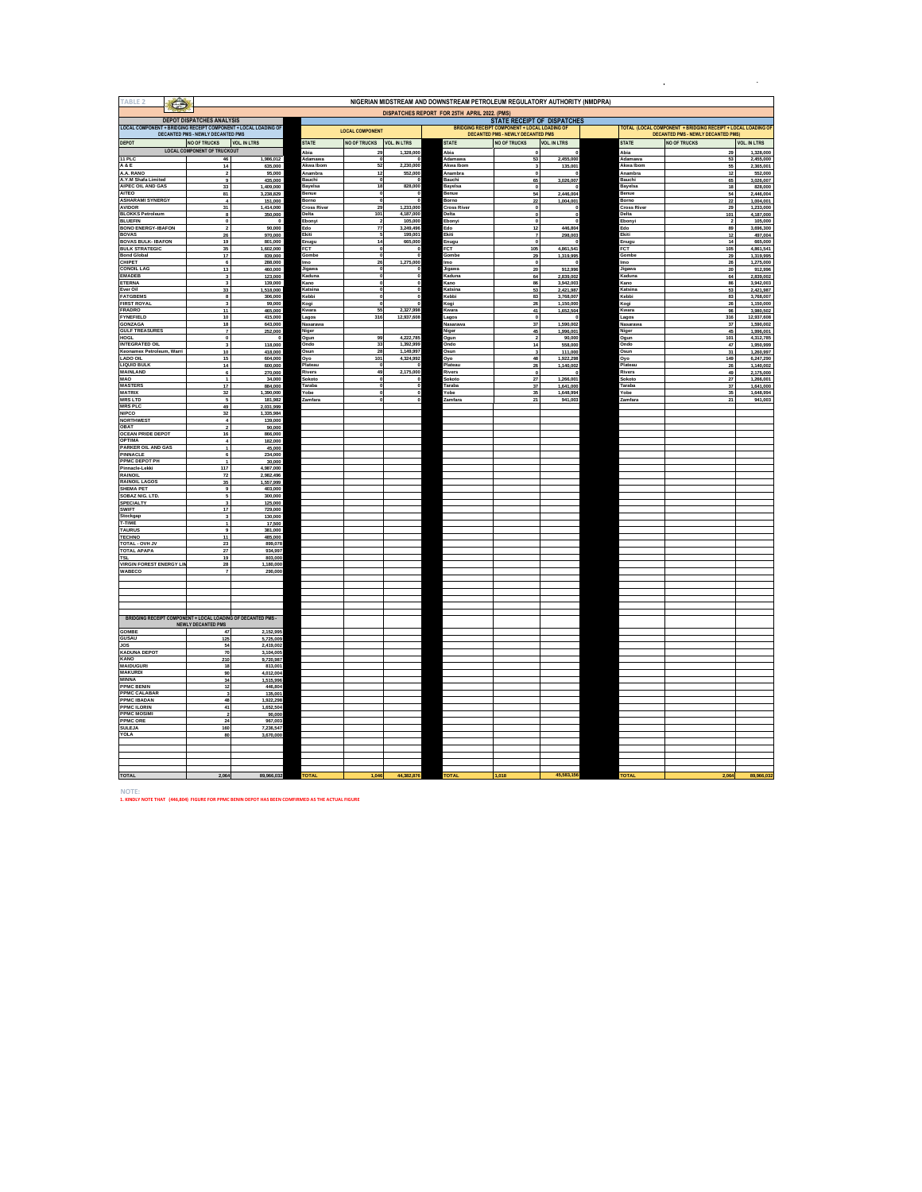TABLE 2

# NIGERIAN MIDSTREAM AND DOWNSTREAM PETROLEUM REGULATORY AUTHORITY (NMDPRA)

## DISPATCHES REPORT FOR 25TH APRIL 2022. (PMS)

### DEPOT DISPATCHES ANALYSIS

LOCAL COMPONENT + BRIDGING RECEIPT COMPONENT + LOCAL LOADING OF DECANTED PMS - NEWLY DECANTED PMS

| DEPOT | NO OF TRUCKS | VOL. IN LTRS |
|---|---|---|
| LOCAL COMPONENT OF TRUCKOUT | | |
| 11 PLC | 46 | 1,986,012 |
| A & E | 14 | 625,000 |
| A.A. RANO | 2 | 95,000 |
| A.Y.M Shafa Limited | 9 | 435,000 |
| AIPEC OIL AND GAS | 33 | 1,409,000 |
| AITEO | 81 | 3,238,829 |
| ASHARAMI SYNERGY | 4 | 151,000 |
| AVIDOR | 31 | 1,414,000 |
| BLOKKS Petroleum | 8 | 350,000 |
| BLUEFIN | 0 | 0 |
| BONO ENERGY-IBAFON | 2 | 90,000 |
| BOVAS | 26 | 970,000 |
| BOVAS BULK- IBAFON | 19 | 801,000 |
| BULK STRATEGIC | 35 | 1,602,000 |
| Bond Global | 17 | 809,000 |
| CHIPET | 6 | 288,000 |
| CONOIL LAG | 13 | 460,000 |
| EMADEB | 3 | 123,000 |
| ETERNA | 3 | 139,000 |
| Ever Oil | 33 | 1,518,000 |
| FATGBEMS | 8 | 306,000 |
| FIRST ROYAL | 3 | 99,000 |
| FRADRO | 11 | 465,000 |
| FYNEFIELD | 10 | 415,000 |
| GONZAGA | 18 | 643,000 |
| GULF TREASURES | 7 | 252,000 |
| HOGL | 0 | 0 |
| INTEGRATED OIL | 3 | 118,000 |
| Keonamex Petroleum, Warri | 10 | 418,000 |
| LADO OIL | 15 | 604,000 |
| LIQUID BULK | 14 | 600,000 |
| MAINLAND | 6 | 270,000 |
| MAO | 1 | 34,000 |
| MASTERS | 17 | 884,000 |
| MATRIX | 32 | 1,390,000 |
| MRS LTD | 5 | 181,982 |
| MRS PLC | 49 | 2,031,999 |
| NIPCO | 32 | 1,335,984 |
| NORTHWEST | 4 | 139,000 |
| OBAT | 2 | 90,000 |
| OCEAN PRIDE DEPOT | 16 | 866,000 |
| OPTIMA | 4 | 182,000 |
| PARKER OIL AND GAS | 1 | 45,000 |
| PINNACLE | 6 | 234,000 |
| PPMC DEPOT PH | 1 | 30,000 |
| Pinnacle-Lekki | 117 | 4,987,000 |
| RAINOIL | 72 | 2,962,496 |
| RAINOIL LAGOS | 35 | 1,557,999 |
| SHEMA PET | 9 | 403,000 |
| SOBAZ NIG. LTD. | 5 | 300,000 |
| SPECIALTY | 3 | 125,000 |
| SWIFT | 17 | 729,000 |
| Stockgap | 3 | 130,000 |
| T-TIME | 1 | 17,500 |
| TAURUS | 9 | 381,000 |
| TECHNO | 11 | 485,000 |
| TOTAL - OVH JV | 23 | 899,078 |
| TOTAL APAPA | 27 | 934,997 |
| TSL | 19 | 803,000 |
| VIRGIN FOREST ENERGY LIM | 28 | 1,180,000 |
| WABECO | 7 | 290,000 |
| BRIDGING RECEIPT COMPONENT + LOCAL LOADING OF DECANTED PMS - NEWLY DECANTED PMS | | |
| GOMBE | 47 | 2,152,995 |
| GUSAU | 125 | 5,725,009 |
| JOS | 54 | 2,419,002 |
| KADUNA DEPOT | 70 | 3,104,005 |
| KANO | 210 | 9,720,987 |
| MAIDUGURI | 18 | 813,001 |
| MAKURDI | 90 | 4,012,004 |
| MINNA | 34 | 1,515,996 |
| PPMC BENIN | 12 | 446,804 |
| PPMC CALABAR | 3 | 135,001 |
| PPMC IBADAN | 48 | 1,922,298 |
| PPMC ILORIN | 41 | 1,652,504 |
| PPMC MOSIMI | 2 | 90,000 |
| PPMC ORE | 24 | 967,003 |
| SULEJA | 160 | 7,236,547 |
| YOLA | 80 | 3,670,000 |
| TOTAL | 2,064 | 89,966,032 |

### STATE RECEIPT OF DISPATCHES

| STATE | LOCAL COMPONENT: NO OF TRUCKS | LOCAL COMPONENT: VOL. IN LTRS | BRIDGING RECEIPT COMPONENT + LOCAL LOADING OF DECANTED PMS - NEWLY DECANTED PMS: NO OF TRUCKS | BRIDGING: VOL. IN LTRS | TOTAL (LOCAL COMPONENT + BRIDGING RECEIPT + LOCAL LOADING OF DECANTED PMS - NEWLY DECANTED PMS): NO OF TRUCKS | TOTAL: VOL. IN LTRS |
|---|---|---|---|---|---|---|
| Abia | 29 | 1,328,000 | 0 | 0 | 29 | 1,328,000 |
| Adamawa | 0 | 0 | 53 | 2,455,000 | 53 | 2,455,000 |
| Akwa Ibom | 52 | 2,230,000 | 3 | 135,001 | 55 | 2,365,001 |
| Anambra | 12 | 552,000 | 0 | 0 | 12 | 552,000 |
| Bauchi | 0 | 0 | 65 | 3,026,007 | 65 | 3,026,007 |
| Bayelsa | 18 | 828,000 | 0 | 0 | 18 | 828,000 |
| Benue | 0 | 0 | 54 | 2,446,004 | 54 | 2,446,004 |
| Borno | 0 | 0 | 22 | 1,004,001 | 22 | 1,004,001 |
| Cross River | 29 | 1,233,000 | 0 | 0 | 29 | 1,233,000 |
| Delta | 101 | 4,187,000 | 0 | 0 | 101 | 4,187,000 |
| Ebonyi | 2 | 105,000 | 0 | 0 | 2 | 105,000 |
| Edo | 77 | 3,249,496 | 12 | 446,804 | 89 | 3,696,300 |
| Ekiti | 5 | 199,001 | 7 | 298,003 | 12 | 497,004 |
| Enugu | 14 | 665,000 | 0 | 0 | 14 | 665,000 |
| FCT | 0 | 0 | 105 | 4,861,541 | 105 | 4,861,541 |
| Gombe | 0 | 0 | 29 | 1,319,995 | 29 | 1,319,995 |
| Imo | 26 | 1,275,000 | 0 | 0 | 26 | 1,275,000 |
| Jigawa | 0 | 0 | 20 | 912,996 | 20 | 912,996 |
| Kaduna | 0 | 0 | 64 | 2,839,002 | 64 | 2,839,002 |
| Kano | 0 | 0 | 86 | 3,942,003 | 86 | 3,942,003 |
| Katsina | 0 | 0 | 53 | 2,421,987 | 53 | 2,421,987 |
| Kebbi | 0 | 0 | 83 | 3,768,007 | 83 | 3,768,007 |
| Kogi | 0 | 0 | 26 | 1,150,000 | 26 | 1,150,000 |
| Kwara | 55 | 2,327,998 | 41 | 1,652,504 | 96 | 3,980,502 |
| Lagos | 316 | 12,937,608 | 0 | 0 | 316 | 12,937,608 |
| Nasarawa | | | 37 | 1,590,002 | 37 | 1,590,002 |
| Niger | | | 45 | 1,996,001 | 45 | 1,996,001 |
| Ogun | 99 | 4,222,785 | 2 | 90,000 | 101 | 4,312,785 |
| Ondo | 33 | 1,392,999 | 14 | 558,000 | 47 | 1,950,999 |
| Osun | 28 | 1,149,997 | 3 | 111,000 | 31 | 1,260,997 |
| Oyo | 101 | 4,324,992 | 48 | 1,922,298 | 149 | 6,247,290 |
| Plateau | 0 | 0 | 26 | 1,140,002 | 26 | 1,140,002 |
| Rivers | 49 | 2,175,000 | 0 | 0 | 49 | 2,175,000 |
| Sokoto | 0 | 0 | 27 | 1,266,001 | 27 | 1,266,001 |
| Taraba | 0 | 0 | 37 | 1,641,000 | 37 | 1,641,000 |
| Yobe | 0 | 0 | 35 | 1,648,994 | 35 | 1,648,994 |
| Zamfara | 0 | 0 | 21 | 941,003 | 21 | 941,003 |
| TOTAL | 1,046 | 44,382,876 | 1,018 | 45,583,156 | 2,064 | 89,966,032 |

NOTE:

1. KINDLY NOTE THAT (446,804) FIGURE FOR PPMC BENIN DEPOT HAS BEEN CONFIRMED AS THE ACTUAL FIGURE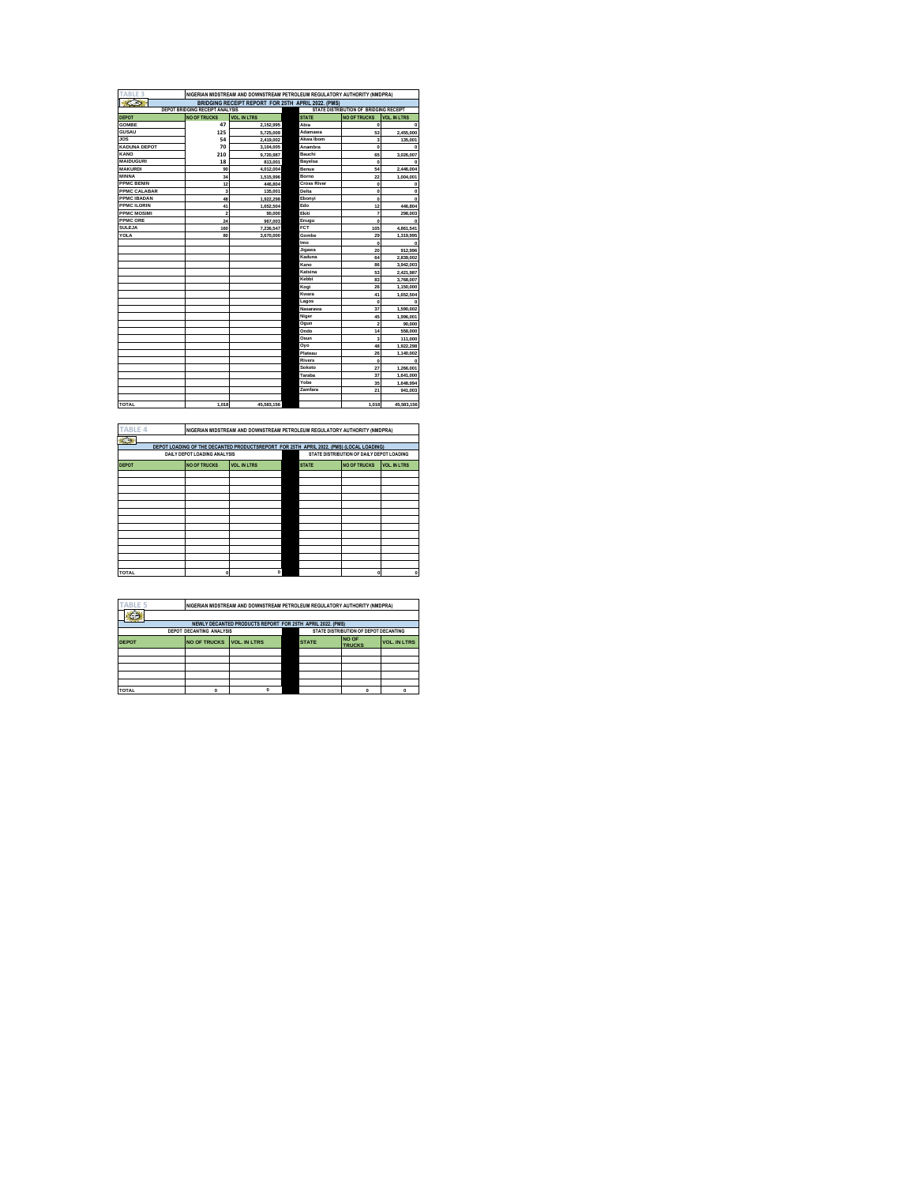# TABLE 3

NIGERIAN MIDSTREAM AND DOWNSTREAM PETROLEUM REGULATORY AUTHORITY (NMDPRA)

## BRIDGING RECEIPT REPORT FOR 25TH APRIL 2022. (PMS)

| DEPOT BRIDGING RECEIPT ANALYSIS | | | STATE DISTRIBUTION OF BRIDGING RECEIPT | | |
|---|---|---|---|---|---|
| DEPOT | NO OF TRUCKS | VOL. IN LTRS | STATE | NO OF TRUCKS | VOL. IN LTRS |
| GOMBE | 47 | 2,152,995 | Abia | 0 | 0 |
| GUSAU | 125 | 5,725,009 | Adamawa | 53 | 2,455,000 |
| JOS | 54 | 2,419,002 | Akwa Ibom | 3 | 135,001 |
| KADUNA DEPOT | 70 | 3,104,005 | Anambra | 0 | 0 |
| KANO | 210 | 9,720,987 | Bauchi | 65 | 3,026,007 |
| MAIDUGURI | 18 | 813,001 | Bayelsa | 0 | 0 |
| MAKURDI | 90 | 4,012,004 | Benue | 54 | 2,446,004 |
| MINNA | 34 | 1,515,006 | Borno | 22 | 1,004,001 |
| PPMC BENIN | 12 | 446,804 | Cross River | 0 | 0 |
| PPMC CALABAR | 3 | 135,001 | Delta | 0 | 0 |
| PPMC IBADAN | 48 | 1,922,298 | Ebonyi | 0 | 0 |
| PPMC ILORIN | 41 | 1,652,504 | Edo | 12 | 446,804 |
| PPMC MOSIMI | 2 | 90,000 | Ekiti | 7 | 298,003 |
| PPMC ORE | 24 | 967,003 | Enugu | 0 | 0 |
| SULEJA | 160 | 7,236,547 | FCT | 105 | 4,861,541 |
| YOLA | 80 | 3,670,000 | Gombe | 29 | 1,319,995 |
| | | | Imo | 0 | 0 |
| | | | Jigawa | 20 | 912,996 |
| | | | Kaduna | 64 | 2,839,002 |
| | | | Kano | 86 | 3,942,003 |
| | | | Katsina | 53 | 2,421,987 |
| | | | Kebbi | 83 | 3,768,007 |
| | | | Kogi | 26 | 1,150,000 |
| | | | Kwara | 41 | 1,652,504 |
| | | | Lagos | 0 | 0 |
| | | | Nasarawa | 37 | 1,590,002 |
| | | | Niger | 45 | 1,996,001 |
| | | | Ogun | 2 | 90,000 |
| | | | Ondo | 14 | 558,000 |
| | | | Osun | 3 | 111,000 |
| | | | Oyo | 48 | 1,922,298 |
| | | | Plateau | 26 | 1,140,002 |
| | | | Rivers | 0 | 0 |
| | | | Sokoto | 27 | 1,266,001 |
| | | | Taraba | 37 | 1,641,000 |
| | | | Yobe | 35 | 1,648,994 |
| | | | Zamfara | 21 | 941,003 |
| TOTAL | 1,018 | 45,583,156 | | 1,018 | 45,583,156 |

# TABLE 4

NIGERIAN MIDSTREAM AND DOWNSTREAM PETROLEUM REGULATORY AUTHORITY (NMDPRA)

## DEPOT LOADING OF THE DECANTED PRODUCTSREPORT FOR 25TH APRIL 2022. (PMS) (LOCAL LOADING)

| DAILY DEPOT LOADING ANALYSIS | | | STATE DISTRIBUTION OF DAILY DEPOT LOADING | | |
|---|---|---|---|---|---|
| DEPOT | NO OF TRUCKS | VOL. IN LTRS | STATE | NO OF TRUCKS | VOL. IN LTRS |
| TOTAL | 0 | 0 | | 0 | 0 |

# TABLE 5

NIGERIAN MIDSTREAM AND DOWNSTREAM PETROLEUM REGULATORY AUTHORITY (NMDPRA)

## NEWLY DECANTED PRODUCTS REPORT FOR 25TH APRIL 2022. (PMS)

| DEPOT DECANTING ANALYSIS | | | STATE DISTRIBUTION OF DEPOT DECANTING | | |
|---|---|---|---|---|---|
| DEPOT | NO OF TRUCKS | VOL. IN LTRS | STATE | NO OF TRUCKS | VOL. IN LTRS |
| TOTAL | 0 | 0 | | 0 | 0 |